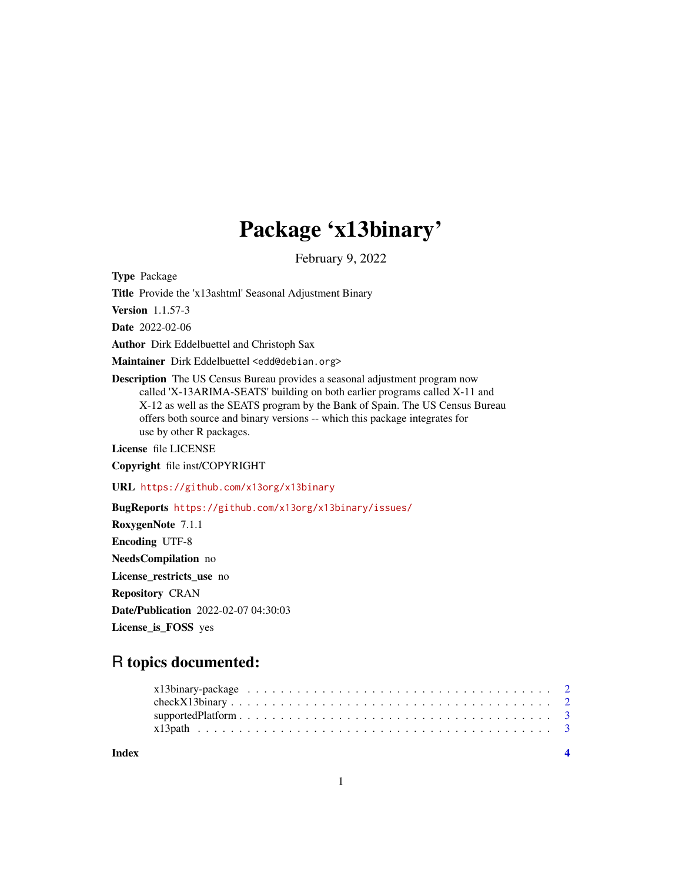# Package 'x13binary'

February 9, 2022

**Type** Package

**Title** Provide the 'x13ashtml' Seasonal Adjustment Binary

**Version** 1.1.57-3

**Date** 2022-02-06

**Author** Dirk Eddelbuettel and Christoph Sax

**Maintainer** Dirk Eddelbuettel <edd@debian.org>

**Description** The US Census Bureau provides a seasonal adjustment program now called 'X-13ARIMA-SEATS' building on both earlier programs called X-11 and X-12 as well as the SEATS program by the Bank of Spain. The US Census Bureau offers both source and binary versions -- which this package integrates for use by other R packages.

**License** file LICENSE

**Copyright** file inst/COPYRIGHT

**URL** https://github.com/x13org/x13binary

**BugReports** https://github.com/x13org/x13binary/issues/

**RoxygenNote** 7.1.1

**Encoding** UTF-8

**NeedsCompilation** no

**License_restricts_use** no

**Repository** CRAN

**Date/Publication** 2022-02-07 04:30:03

**License_is_FOSS** yes

## R topics documented:

- x13binary-package . . . . . . . . . . 2
- checkX13binary . . . . . . . . . . 2
- supportedPlatform . . . . . . . . . . 3
- x13path . . . . . . . . . . 3

**Index** **4**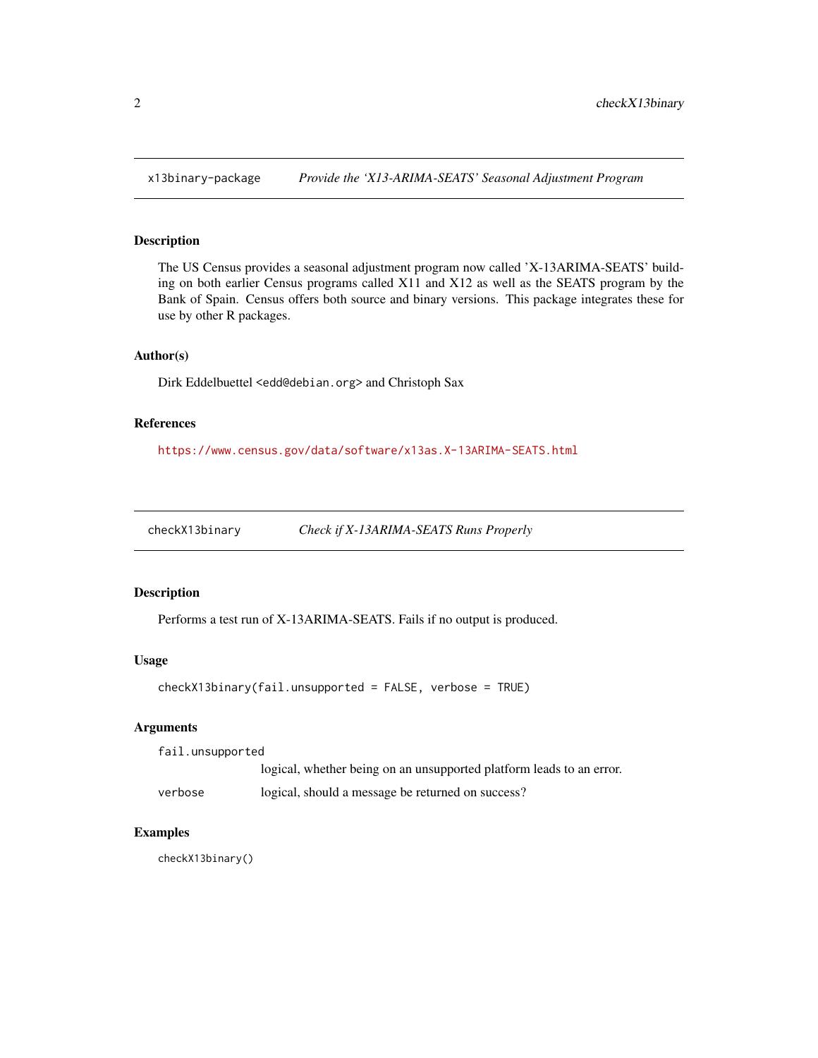## x13binary-package — *Provide the 'X13-ARIMA-SEATS' Seasonal Adjustment Program*

### Description

The US Census provides a seasonal adjustment program now called 'X-13ARIMA-SEATS' building on both earlier Census programs called X11 and X12 as well as the SEATS program by the Bank of Spain. Census offers both source and binary versions. This package integrates these for use by other R packages.

### Author(s)

Dirk Eddelbuettel <edd@debian.org> and Christoph Sax

### References

https://www.census.gov/data/software/x13as.X-13ARIMA-SEATS.html

## checkX13binary — *Check if X-13ARIMA-SEATS Runs Properly*

### Description

Performs a test run of X-13ARIMA-SEATS. Fails if no output is produced.

### Usage

```
checkX13binary(fail.unsupported = FALSE, verbose = TRUE)
```

### Arguments

| | |
|---|---|
| `fail.unsupported` | logical, whether being on an unsupported platform leads to an error. |
| `verbose` | logical, should a message be returned on success? |

### Examples

```
checkX13binary()
```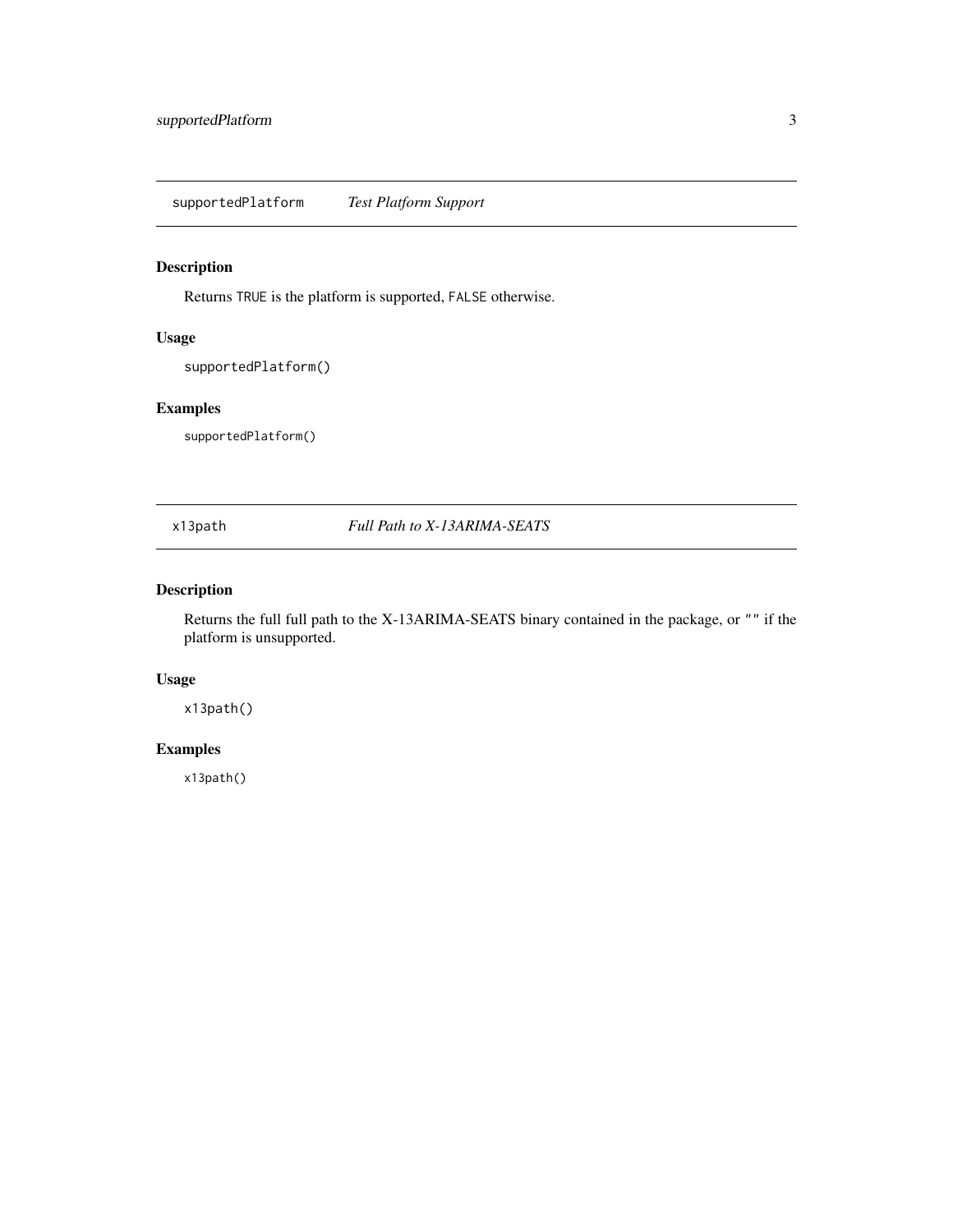## supportedPlatform    *Test Platform Support*

### Description

Returns `TRUE` is the platform is supported, `FALSE` otherwise.

### Usage

```
supportedPlatform()
```

### Examples

```
supportedPlatform()
```

## x13path    *Full Path to X-13ARIMA-SEATS*

### Description

Returns the full full path to the X-13ARIMA-SEATS binary contained in the package, or `""` if the platform is unsupported.

### Usage

```
x13path()
```

### Examples

```
x13path()
```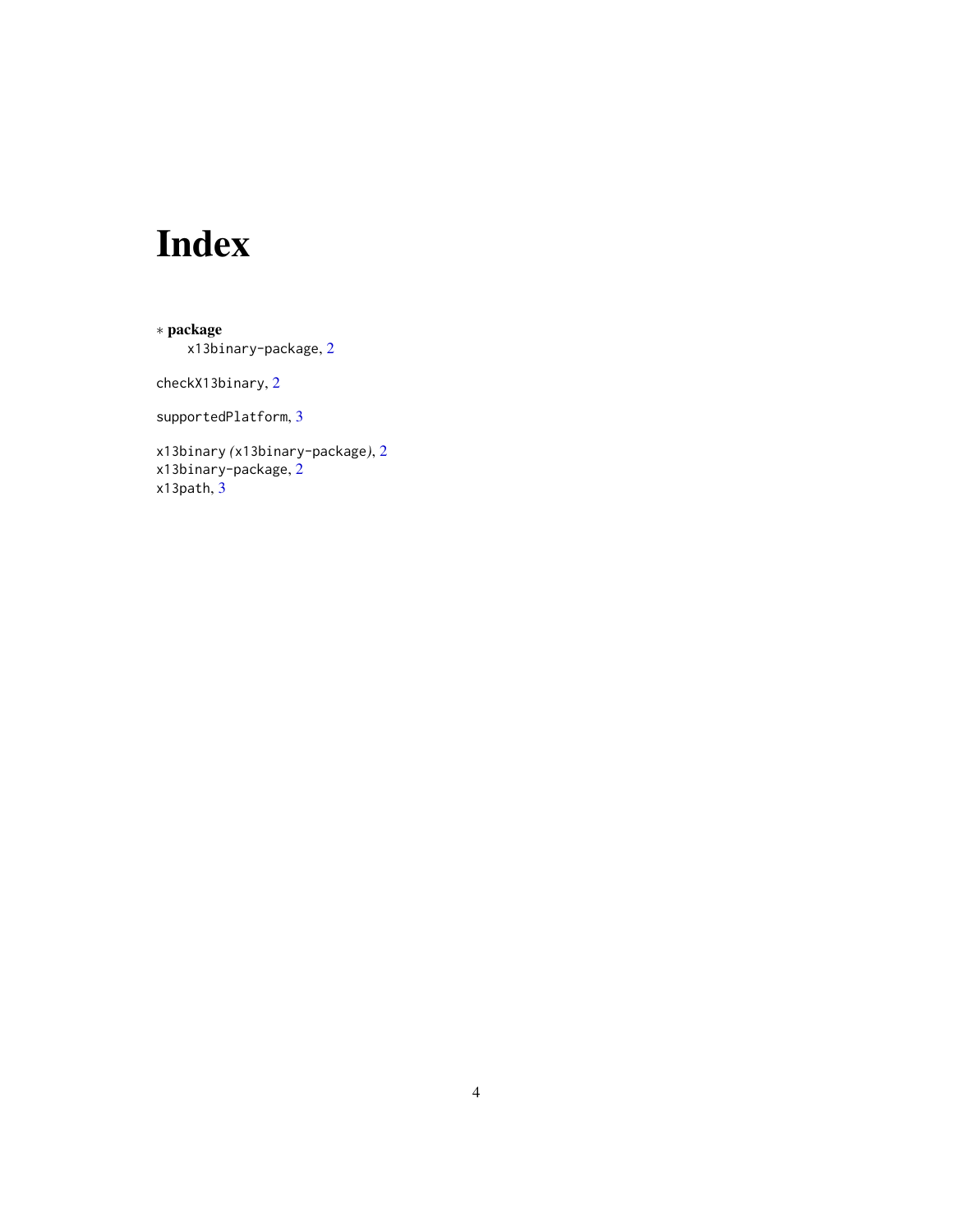# Index

∗ **package**
  x13binary-package, 2

checkX13binary, 2

supportedPlatform, 3

x13binary *(*x13binary-package*)*, 2
x13binary-package, 2
x13path, 3